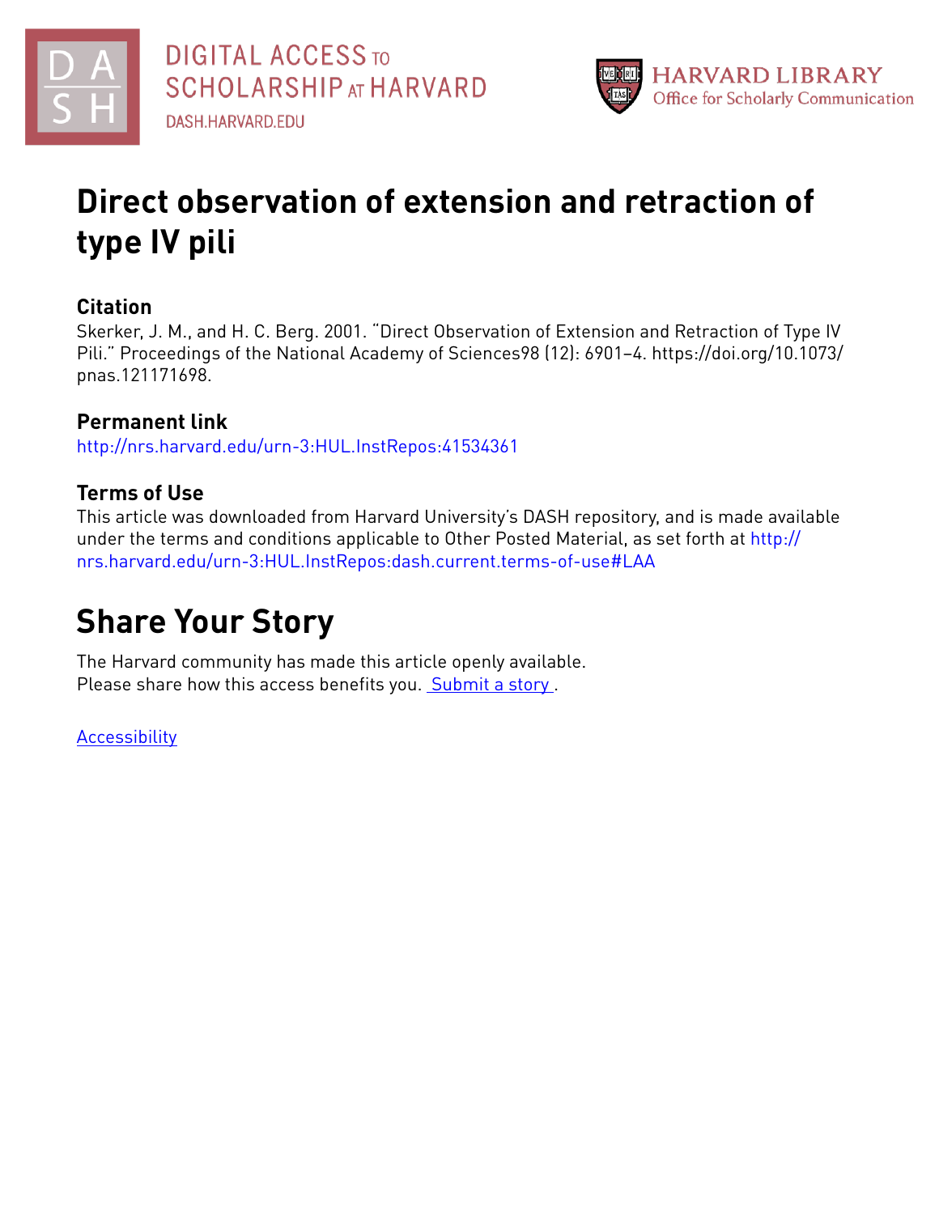DIGITAL ACCESS TO SCHOLARSHIP AT HARVARD
DASH.HARVARD.EDU

HARVARD LIBRARY
Office for Scholarly Communication

# Direct observation of extension and retraction of type IV pili

## Citation

Skerker, J. M., and H. C. Berg. 2001. "Direct Observation of Extension and Retraction of Type IV Pili." Proceedings of the National Academy of Sciences98 (12): 6901–4. https://doi.org/10.1073/pnas.121171698.

## Permanent link

http://nrs.harvard.edu/urn-3:HUL.InstRepos:41534361

## Terms of Use

This article was downloaded from Harvard University's DASH repository, and is made available under the terms and conditions applicable to Other Posted Material, as set forth at http://nrs.harvard.edu/urn-3:HUL.InstRepos:dash.current.terms-of-use#LAA

# Share Your Story

The Harvard community has made this article openly available.
Please share how this access benefits you. Submit a story .

Accessibility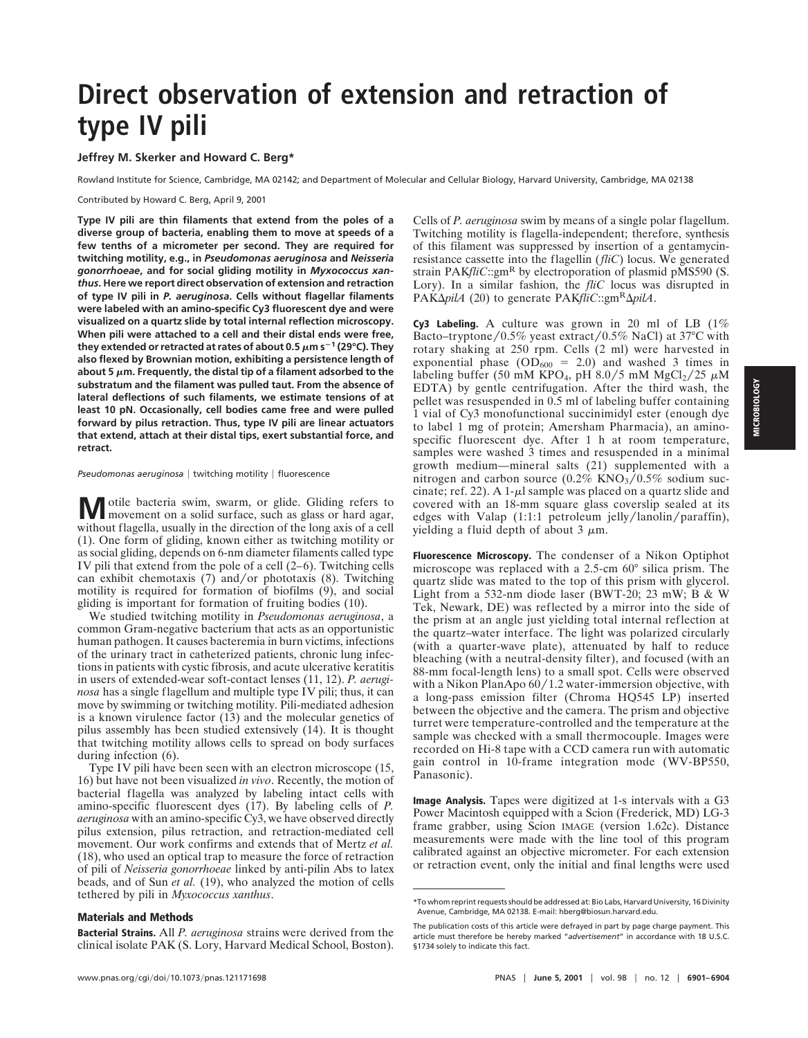# Direct observation of extension and retraction of type IV pili

**Jeffrey M. Skerker and Howard C. Berg***

Rowland Institute for Science, Cambridge, MA 02142; and Department of Molecular and Cellular Biology, Harvard University, Cambridge, MA 02138

Contributed by Howard C. Berg, April 9, 2001

**Type IV pili are thin filaments that extend from the poles of a diverse group of bacteria, enabling them to move at speeds of a few tenths of a micrometer per second. They are required for twitching motility, e.g., in *Pseudomonas aeruginosa* and *Neisseria gonorrhoeae*, and for social gliding motility in *Myxococcus xanthus*. Here we report direct observation of extension and retraction of type IV pili in *P. aeruginosa*. Cells without flagellar filaments were labeled with an amino-specific Cy3 fluorescent dye and were visualized on a quartz slide by total internal reflection microscopy. When pili were attached to a cell and their distal ends were free, they extended or retracted at rates of about 0.5 $\mu$m s$^{-1}$ (29°C). They also flexed by Brownian motion, exhibiting a persistence length of about 5 $\mu$m. Frequently, the distal tip of a filament adsorbed to the substratum and the filament was pulled taut. From the absence of lateral deflections of such filaments, we estimate tensions of at least 10 pN. Occasionally, cell bodies came free and were pulled forward by pilus retraction. Thus, type IV pili are linear actuators that extend, attach at their distal tips, exert substantial force, and retract.**

*Pseudomonas aeruginosa* | twitching motility | fluorescence

Motile bacteria swim, swarm, or glide. Gliding refers to movement on a solid surface, such as glass or hard agar, without flagella, usually in the direction of the long axis of a cell (1). One form of gliding, known either as twitching motility or as social gliding, depends on 6-nm diameter filaments called type IV pili that extend from the pole of a cell (2–6). Twitching cells can exhibit chemotaxis (7) and/or phototaxis (8). Twitching motility is required for formation of biofilms (9), and social gliding is important for formation of fruiting bodies (10).

We studied twitching motility in *Pseudomonas aeruginosa*, a common Gram-negative bacterium that acts as an opportunistic human pathogen. It causes bacteremia in burn victims, infections of the urinary tract in catheterized patients, chronic lung infections in patients with cystic fibrosis, and acute ulcerative keratitis in users of extended-wear soft-contact lenses (11, 12). *P. aeruginosa* has a single flagellum and multiple type IV pili; thus, it can move by swimming or twitching motility. Pili-mediated adhesion is a known virulence factor (13) and the molecular genetics of pilus assembly has been studied extensively (14). It is thought that twitching motility allows cells to spread on body surfaces during infection (6).

Type IV pili have been seen with an electron microscope (15, 16) but have not been visualized *in vivo*. Recently, the motion of bacterial flagella was analyzed by labeling intact cells with amino-specific fluorescent dyes (17). By labeling cells of *P. aeruginosa* with an amino-specific Cy3, we have observed directly pilus extension, pilus retraction, and retraction-mediated cell movement. Our work confirms and extends that of Mertz *et al.* (18), who used an optical trap to measure the force of retraction of pili of *Neisseria gonorrhoeae* linked by anti-pilin Abs to latex beads, and of Sun *et al.* (19), who analyzed the motion of cells tethered by pili in *Myxococcus xanthus*.

## Materials and Methods

**Bacterial Strains.** All *P. aeruginosa* strains were derived from the clinical isolate PAK (S. Lory, Harvard Medical School, Boston). Cells of *P. aeruginosa* swim by means of a single polar flagellum. Twitching motility is flagella-independent; therefore, synthesis of this filament was suppressed by insertion of a gentamycin-resistance cassette into the flagellin (*fliC*) locus. We generated strain PAK*fliC*::gm$^R$ by electroporation of plasmid pMS590 (S. Lory). In a similar fashion, the *fliC* locus was disrupted in PAK$\Delta$*pilA* (20) to generate PAK*fliC*::gm$^R\Delta$*pilA*.

**Cy3 Labeling.** A culture was grown in 20 ml of LB (1% Bacto–tryptone/0.5% yeast extract/0.5% NaCl) at 37°C with rotary shaking at 250 rpm. Cells (2 ml) were harvested in exponential phase ($OD_{600}$ = 2.0) and washed 3 times in labeling buffer (50 mM KPO$_4$, pH 8.0/5 mM $MgCl_2$/25 $\mu$M EDTA) by gentle centrifugation. After the third wash, the pellet was resuspended in 0.5 ml of labeling buffer containing 1 vial of Cy3 monofunctional succinimidyl ester (enough dye to label 1 mg of protein; Amersham Pharmacia), an amino-specific fluorescent dye. After 1 h at room temperature, samples were washed 3 times and resuspended in a minimal growth medium—mineral salts (21) supplemented with a nitrogen and carbon source (0.2% $KNO_3$/0.5% sodium succinate; ref. 22). A 1-$\mu$l sample was placed on a quartz slide and covered with an 18-mm square glass coverslip sealed at its edges with Valap (1:1:1 petroleum jelly/lanolin/paraffin), yielding a fluid depth of about 3 $\mu$m.

**Fluorescence Microscopy.** The condenser of a Nikon Optiphot microscope was replaced with a 2.5-cm 60° silica prism. The quartz slide was mated to the top of this prism with glycerol. Light from a 532-nm diode laser (BWT-20; 23 mW; B & W Tek, Newark, DE) was reflected by a mirror into the side of the prism at an angle just yielding total internal reflection at the quartz–water interface. The light was polarized circularly (with a quarter-wave plate), attenuated by half to reduce bleaching (with a neutral-density filter), and focused (with an 88-mm focal-length lens) to a small spot. Cells were observed with a Nikon PlanApo 60/1.2 water-immersion objective, with a long-pass emission filter (Chroma HQ545 LP) inserted between the objective and the camera. The prism and objective turret were temperature-controlled and the temperature at the sample was checked with a small thermocouple. Images were recorded on Hi-8 tape with a CCD camera run with automatic gain control in 10-frame integration mode (WV-BP550, Panasonic).

**Image Analysis.** Tapes were digitized at 1-s intervals with a G3 Power Macintosh equipped with a Scion (Frederick, MD) LG-3 frame grabber, using Scion IMAGE (version 1.62c). Distance measurements were made with the line tool of this program calibrated against an objective micrometer. For each extension or retraction event, only the initial and final lengths were used

*To whom reprint requests should be addressed at: Bio Labs, Harvard University, 16 Divinity Avenue, Cambridge, MA 02138. E-mail: hberg@biosun.harvard.edu.

The publication costs of this article were defrayed in part by page charge payment. This article must therefore be hereby marked "*advertisement*" in accordance with 18 U.S.C. §1734 solely to indicate this fact.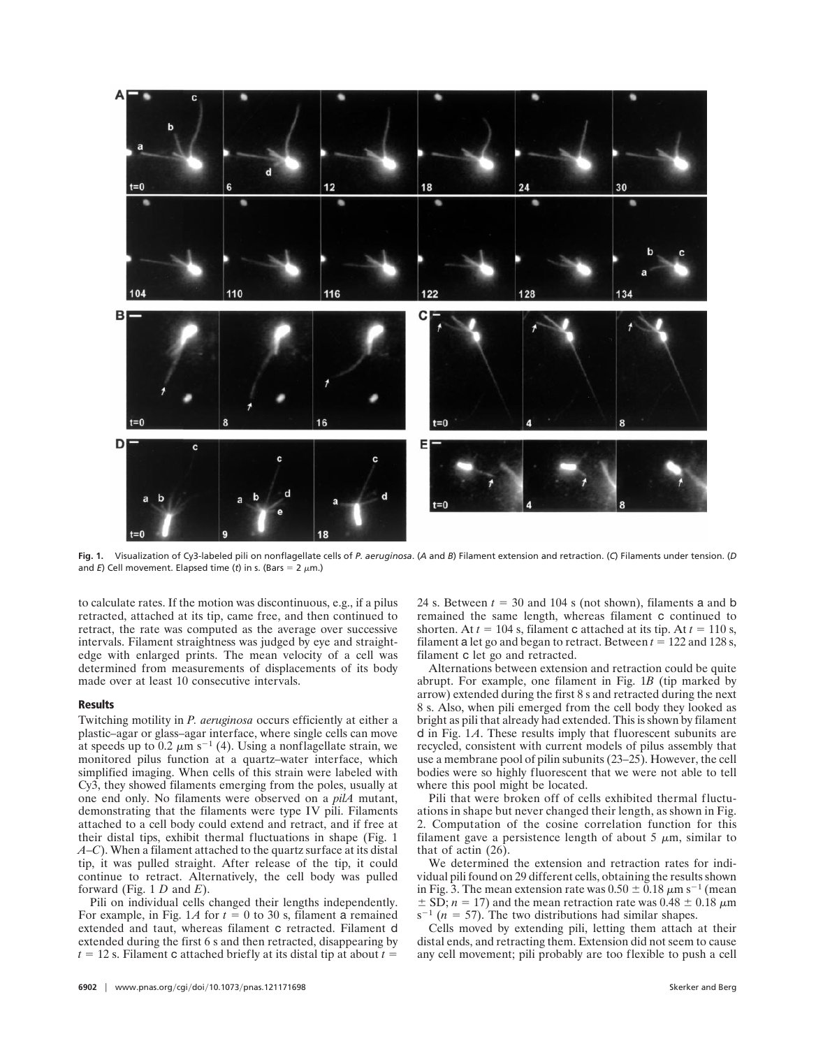**Fig. 1.** Visualization of Cy3-labeled pili on nonflagellate cells of *P. aeruginosa*. (*A* and *B*) Filament extension and retraction. (*C*) Filaments under tension. (*D* and *E*) Cell movement. Elapsed time (*t*) in s. (Bars = 2 $\mu$m.)

to calculate rates. If the motion was discontinuous, e.g., if a pilus retracted, attached at its tip, came free, and then continued to retract, the rate was computed as the average over successive intervals. Filament straightness was judged by eye and straightedge with enlarged prints. The mean velocity of a cell was determined from measurements of displacements of its body made over at least 10 consecutive intervals.

## Results

Twitching motility in *P. aeruginosa* occurs efficiently at either a plastic–agar or glass–agar interface, where single cells can move at speeds up to 0.2 $\mu$m s$^{-1}$ (4). Using a nonflagellate strain, we monitored pilus function at a quartz–water interface, which simplified imaging. When cells of this strain were labeled with Cy3, they showed filaments emerging from the poles, usually at one end only. No filaments were observed on a *pilA* mutant, demonstrating that the filaments were type IV pili. Filaments attached to a cell body could extend and retract, and if free at their distal tips, exhibit thermal fluctuations in shape (Fig. 1 *A*–*C*). When a filament attached to the quartz surface at its distal tip, it was pulled straight. After release of the tip, it could continue to retract. Alternatively, the cell body was pulled forward (Fig. 1 *D* and *E*).

Pili on individual cells changed their lengths independently. For example, in Fig. 1*A* for $t$ = 0 to 30 s, filament a remained extended and taut, whereas filament c retracted. Filament d extended during the first 6 s and then retracted, disappearing by $t$ = 12 s. Filament c attached briefly at its distal tip at about $t$ = 24 s. Between $t$ = 30 and 104 s (not shown), filaments a and b remained the same length, whereas filament c continued to shorten. At $t$ = 104 s, filament c attached at its tip. At $t$ = 110 s, filament a let go and began to retract. Between $t$ = 122 and 128 s, filament c let go and retracted.

Alternations between extension and retraction could be quite abrupt. For example, one filament in Fig. 1*B* (tip marked by arrow) extended during the first 8 s and retracted during the next 8 s. Also, when pili emerged from the cell body they looked as bright as pili that already had extended. This is shown by filament d in Fig. 1*A*. These results imply that fluorescent subunits are recycled, consistent with current models of pilus assembly that use a membrane pool of pilin subunits (23–25). However, the cell bodies were so highly fluorescent that we were not able to tell where this pool might be located.

Pili that were broken off of cells exhibited thermal fluctuations in shape but never changed their length, as shown in Fig. 2. Computation of the cosine correlation function for this filament gave a persistence length of about 5 $\mu$m, similar to that of actin (26).

We determined the extension and retraction rates for individual pili found on 29 different cells, obtaining the results shown in Fig. 3. The mean extension rate was 0.50 ± 0.18 $\mu$m s$^{-1}$ (mean ± SD; $n$ = 17) and the mean retraction rate was 0.48 ± 0.18 $\mu$m s$^{-1}$ ($n$ = 57). The two distributions had similar shapes.

Cells moved by extending pili, letting them attach at their distal ends, and retracting them. Extension did not seem to cause any cell movement; pili probably are too flexible to push a cell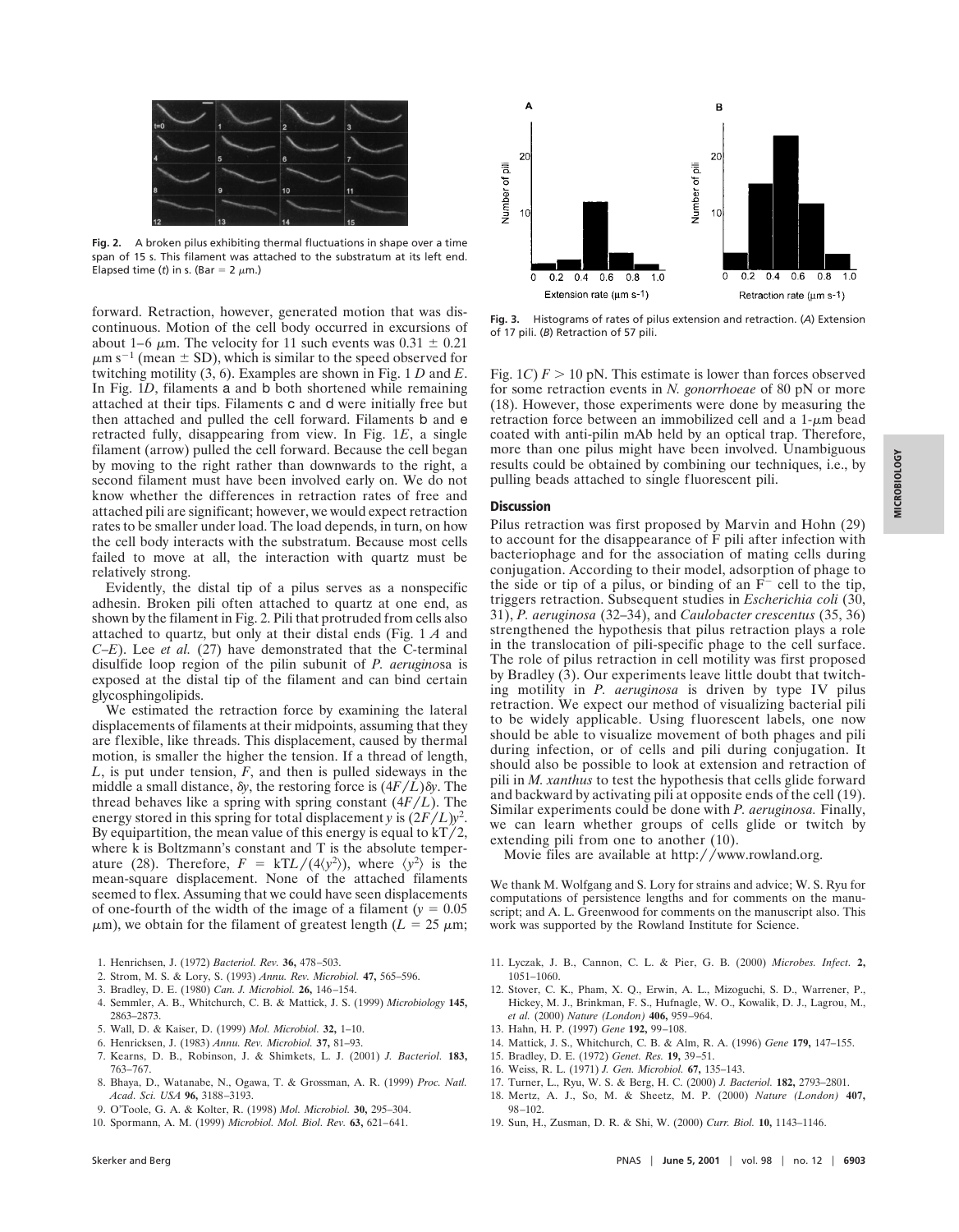**Fig. 2.** A broken pilus exhibiting thermal fluctuations in shape over a time span of 15 s. This filament was attached to the substratum at its left end. Elapsed time ($t$) in s. (Bar = 2 $\mu$m.)

forward. Retraction, however, generated motion that was discontinuous. Motion of the cell body occurred in excursions of about 1–6 $\mu$m. The velocity for 11 such events was $0.31 \pm 0.21$ $\mu$m s$^{-1}$ (mean ± SD), which is similar to the speed observed for twitching motility (3, 6). Examples are shown in Fig. 1 *D* and *E*. In Fig. 1*D*, filaments a and b both shortened while remaining attached at their tips. Filaments c and d were initially free but then attached and pulled the cell forward. Filaments b and e retracted fully, disappearing from view. In Fig. 1*E*, a single filament (arrow) pulled the cell forward. Because the cell began by moving to the right rather than downwards to the right, a second filament must have been involved early on. We do not know whether the differences in retraction rates of free and attached pili are significant; however, we would expect retraction rates to be smaller under load. The load depends, in turn, on how the cell body interacts with the substratum. Because most cells failed to move at all, the interaction with quartz must be relatively strong.

Evidently, the distal tip of a pilus serves as a nonspecific adhesin. Broken pili often attached to quartz at one end, as shown by the filament in Fig. 2. Pili that protruded from cells also attached to quartz, but only at their distal ends (Fig. 1 *A* and *C–E*). Lee *et al.* (27) have demonstrated that the C-terminal disulfide loop region of the pilin subunit of *P. aeruginos*a is exposed at the distal tip of the filament and can bind certain glycosphingolipids.

We estimated the retraction force by examining the lateral displacements of filaments at their midpoints, assuming that they are flexible, like threads. This displacement, caused by thermal motion, is smaller the higher the tension. If a thread of length, $L$, is put under tension, $F$, and then is pulled sideways in the middle a small distance, $\delta y$, the restoring force is $(4F/L)\delta y$. The thread behaves like a spring with spring constant $(4F/L)$. The energy stored in this spring for total displacement $y$ is $(2F/L)y^2$. By equipartition, the mean value of this energy is equal to $kT/2$, where k is Boltzmann's constant and T is the absolute temperature (28). Therefore, $F = kTL/(4\langle y^2 \rangle)$, where $\langle y^2 \rangle$ is the mean-square displacement. None of the attached filaments seemed to flex. Assuming that we could have seen displacements of one-fourth of the width of the image of a filament ($y = 0.05$ $\mu$m), we obtain for the filament of greatest length ($L = 25$ $\mu$m; Fig. 1*C*) $F > 10$ pN. This estimate is lower than forces observed for some retraction events in *N. gonorrhoeae* of 80 pN or more (18). However, those experiments were done by measuring the retraction force between an immobilized cell and a 1-$\mu$m bead coated with anti-pilin mAb held by an optical trap. Therefore, more than one pilus might have been involved. Unambiguous results could be obtained by combining our techniques, i.e., by pulling beads attached to single fluorescent pili.

**Fig. 3.** Histograms of rates of pilus extension and retraction. (*A*) Extension of 17 pili. (*B*) Retraction of 57 pili.

## Discussion

Pilus retraction was first proposed by Marvin and Hohn (29) to account for the disappearance of F pili after infection with bacteriophage and for the association of mating cells during conjugation. According to their model, adsorption of phage to the side or tip of a pilus, or binding of an F$^-$ cell to the tip, triggers retraction. Subsequent studies in *Escherichia coli* (30, 31), *P. aeruginosa* (32–34), and *Caulobacter crescentus* (35, 36) strengthened the hypothesis that pilus retraction plays a role in the translocation of pili-specific phage to the cell surface. The role of pilus retraction in cell motility was first proposed by Bradley (3). Our experiments leave little doubt that twitching motility in *P. aeruginosa* is driven by type IV pilus retraction. We expect our method of visualizing bacterial pili to be widely applicable. Using fluorescent labels, one now should be able to visualize movement of both phages and pili during infection, or of cells and pili during conjugation. It should also be possible to look at extension and retraction of pili in *M. xanthus* to test the hypothesis that cells glide forward and backward by activating pili at opposite ends of the cell (19). Similar experiments could be done with *P. aeruginosa.* Finally, we can learn whether groups of cells glide or twitch by extending pili from one to another (10).

Movie files are available at http://www.rowland.org.

We thank M. Wolfgang and S. Lory for strains and advice; W. S. Ryu for computations of persistence lengths and for comments on the manuscript; and A. L. Greenwood for comments on the manuscript also. This work was supported by the Rowland Institute for Science.

1. Henrichsen, J. (1972) *Bacteriol. Rev.* **36,** 478–503.
2. Strom, M. S. & Lory, S. (1993) *Annu. Rev. Microbiol.* **47,** 565–596.
3. Bradley, D. E. (1980) *Can. J. Microbiol.* **26,** 146–154.
4. Semmler, A. B., Whitchurch, C. B. & Mattick, J. S. (1999) *Microbiology* **145,** 2863–2873.
5. Wall, D. & Kaiser, D. (1999) *Mol. Microbiol.* **32,** 1–10.
6. Henricksen, J. (1983) *Annu. Rev. Microbiol.* **37,** 81–93.
7. Kearns, D. B., Robinson, J. & Shimkets, L. J. (2001) *J. Bacteriol.* **183,** 763–767.
8. Bhaya, D., Watanabe, N., Ogawa, T. & Grossman, A. R. (1999) *Proc. Natl. Acad. Sci. USA* **96,** 3188–3193.
9. O'Toole, G. A. & Kolter, R. (1998) *Mol. Microbiol.* **30,** 295–304.
10. Spormann, A. M. (1999) *Microbiol. Mol. Biol. Rev.* **63,** 621–641.
11. Lyczak, J. B., Cannon, C. L. & Pier, G. B. (2000) *Microbes. Infect.* **2,** 1051–1060.
12. Stover, C. K., Pham, X. Q., Erwin, A. L., Mizoguchi, S. D., Warrener, P., Hickey, M. J., Brinkman, F. S., Hufnagle, W. O., Kowalik, D. J., Lagrou, M., *et al.* (2000) *Nature (London)* **406,** 959–964.
13. Hahn, H. P. (1997) *Gene* **192,** 99–108.
14. Mattick, J. S., Whitchurch, C. B. & Alm, R. A. (1996) *Gene* **179,** 147–155.
15. Bradley, D. E. (1972) *Genet. Res.* **19,** 39–51.
16. Weiss, R. L. (1971) *J. Gen. Microbiol.* **67,** 135–143.
17. Turner, L., Ryu, W. S. & Berg, H. C. (2000) *J. Bacteriol.* **182,** 2793–2801.
18. Mertz, A. J., So, M. & Sheetz, M. P. (2000) *Nature (London)* **407,** 98–102.
19. Sun, H., Zusman, D. R. & Shi, W. (2000) *Curr. Biol.* **10,** 1143–1146.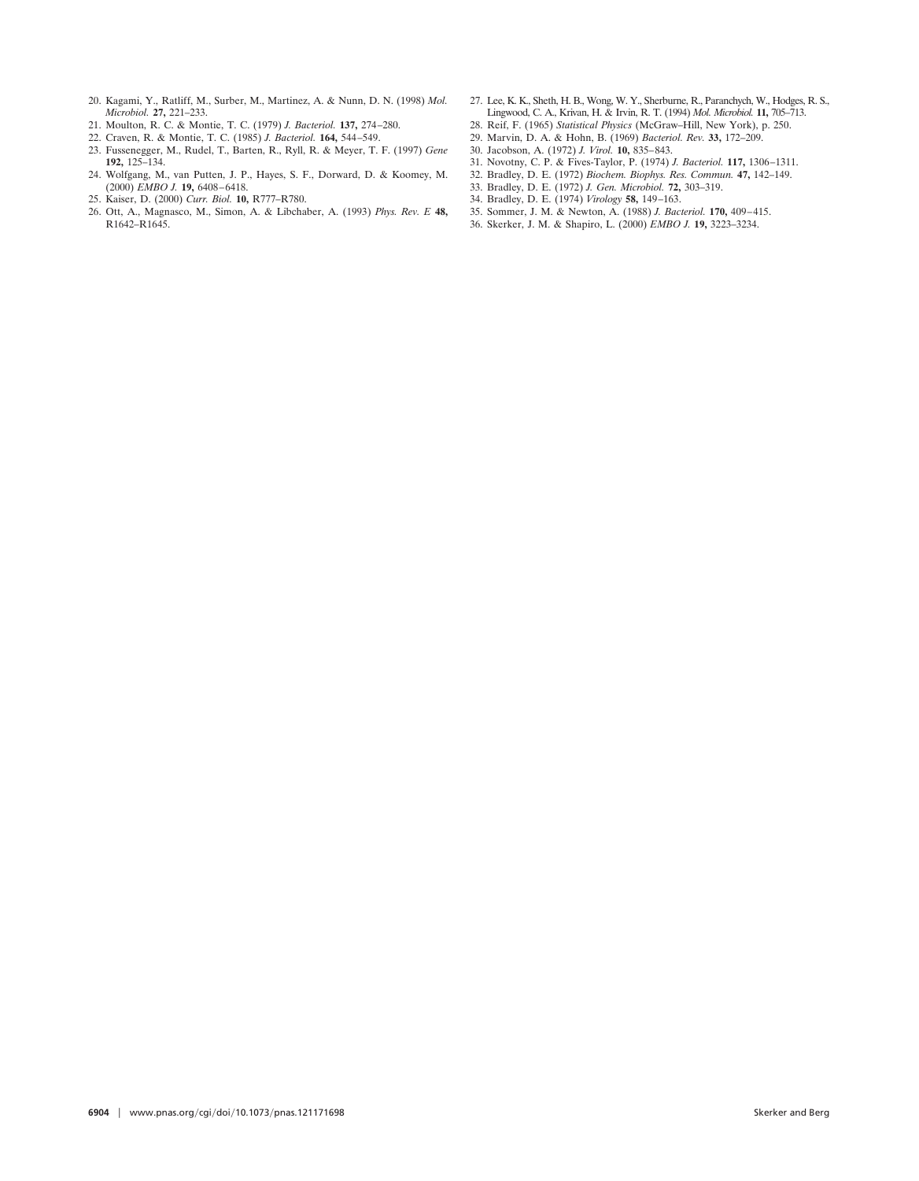20. Kagami, Y., Ratliff, M., Surber, M., Martinez, A. & Nunn, D. N. (1998) *Mol. Microbiol.* **27,** 221–233.
21. Moulton, R. C. & Montie, T. C. (1979) *J. Bacteriol.* **137,** 274–280.
22. Craven, R. & Montie, T. C. (1985) *J. Bacteriol.* **164,** 544–549.
23. Fussenegger, M., Rudel, T., Barten, R., Ryll, R. & Meyer, T. F. (1997) *Gene* **192,** 125–134.
24. Wolfgang, M., van Putten, J. P., Hayes, S. F., Dorward, D. & Koomey, M. (2000) *EMBO J.* **19,** 6408–6418.
25. Kaiser, D. (2000) *Curr. Biol.* **10,** R777–R780.
26. Ott, A., Magnasco, M., Simon, A. & Libchaber, A. (1993) *Phys. Rev. E* **48,** R1642–R1645.
27. Lee, K. K., Sheth, H. B., Wong, W. Y., Sherburne, R., Paranchych, W., Hodges, R. S., Lingwood, C. A., Krivan, H. & Irvin, R. T. (1994) *Mol. Microbiol.* **11,** 705–713.
28. Reif, F. (1965) *Statistical Physics* (McGraw–Hill, New York), p. 250.
29. Marvin, D. A. & Hohn, B. (1969) *Bacteriol. Rev.* **33,** 172–209.
30. Jacobson, A. (1972) *J. Virol.* **10,** 835–843.
31. Novotny, C. P. & Fives-Taylor, P. (1974) *J. Bacteriol.* **117,** 1306–1311.
32. Bradley, D. E. (1972) *Biochem. Biophys. Res. Commun.* **47,** 142–149.
33. Bradley, D. E. (1972) *J. Gen. Microbiol.* **72,** 303–319.
34. Bradley, D. E. (1974) *Virology* **58,** 149–163.
35. Sommer, J. M. & Newton, A. (1988) *J. Bacteriol.* **170,** 409–415.
36. Skerker, J. M. & Shapiro, L. (2000) *EMBO J.* **19,** 3223–3234.